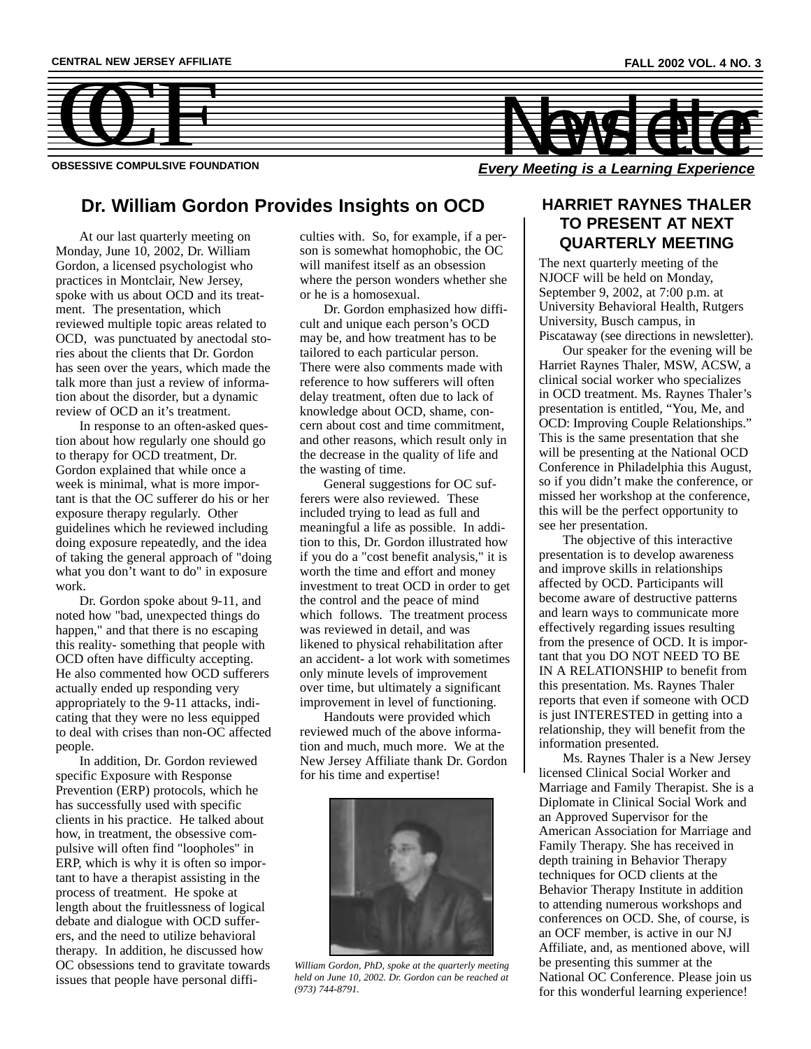CENTRAL NEW JERSEY AFFILIATE

FALL 2002 VOL. 4 NO. 3

# OCF Newsletter

OBSESSIVE COMPULSIVE FOUNDATION

***Every Meeting is a Learning Experience***

## Dr. William Gordon Provides Insights on OCD

At our last quarterly meeting on Monday, June 10, 2002, Dr. William Gordon, a licensed psychologist who practices in Montclair, New Jersey, spoke with us about OCD and its treatment. The presentation, which reviewed multiple topic areas related to OCD, was punctuated by anectodal stories about the clients that Dr. Gordon has seen over the years, which made the talk more than just a review of information about the disorder, but a dynamic review of OCD an it's treatment.

In response to an often-asked question about how regularly one should go to therapy for OCD treatment, Dr. Gordon explained that while once a week is minimal, what is more important is that the OC sufferer do his or her exposure therapy regularly. Other guidelines which he reviewed including doing exposure repeatedly, and the idea of taking the general approach of "doing what you don't want to do" in exposure work.

Dr. Gordon spoke about 9-11, and noted how "bad, unexpected things do happen," and that there is no escaping this reality- something that people with OCD often have difficulty accepting. He also commented how OCD sufferers actually ended up responding very appropriately to the 9-11 attacks, indicating that they were no less equipped to deal with crises than non-OC affected people.

In addition, Dr. Gordon reviewed specific Exposure with Response Prevention (ERP) protocols, which he has successfully used with specific clients in his practice. He talked about how, in treatment, the obsessive compulsive will often find "loopholes" in ERP, which is why it is often so important to have a therapist assisting in the process of treatment. He spoke at length about the fruitlessness of logical debate and dialogue with OCD sufferers, and the need to utilize behavioral therapy. In addition, he discussed how OC obsessions tend to gravitate towards issues that people have personal difficulties with. So, for example, if a person is somewhat homophobic, the OC will manifest itself as an obsession where the person wonders whether she or he is a homosexual.

Dr. Gordon emphasized how difficult and unique each person's OCD may be, and how treatment has to be tailored to each particular person. There were also comments made with reference to how sufferers will often delay treatment, often due to lack of knowledge about OCD, shame, concern about cost and time commitment, and other reasons, which result only in the decrease in the quality of life and the wasting of time.

General suggestions for OC sufferers were also reviewed. These included trying to lead as full and meaningful a life as possible. In addition to this, Dr. Gordon illustrated how if you do a "cost benefit analysis," it is worth the time and effort and money investment to treat OCD in order to get the control and the peace of mind which follows. The treatment process was reviewed in detail, and was likened to physical rehabilitation after an accident- a lot work with sometimes only minute levels of improvement over time, but ultimately a significant improvement in level of functioning.

Handouts were provided which reviewed much of the above information and much, much more. We at the New Jersey Affiliate thank Dr. Gordon for his time and expertise!

*William Gordon, PhD, spoke at the quarterly meeting held on June 10, 2002. Dr. Gordon can be reached at (973) 744-8791.*

## HARRIET RAYNES THALER TO PRESENT AT NEXT QUARTERLY MEETING

The next quarterly meeting of the NJOCF will be held on Monday, September 9, 2002, at 7:00 p.m. at University Behavioral Health, Rutgers University, Busch campus, in Piscataway (see directions in newsletter).

Our speaker for the evening will be Harriet Raynes Thaler, MSW, ACSW, a clinical social worker who specializes in OCD treatment. Ms. Raynes Thaler's presentation is entitled, "You, Me, and OCD: Improving Couple Relationships." This is the same presentation that she will be presenting at the National OCD Conference in Philadelphia this August, so if you didn't make the conference, or missed her workshop at the conference, this will be the perfect opportunity to see her presentation.

The objective of this interactive presentation is to develop awareness and improve skills in relationships affected by OCD. Participants will become aware of destructive patterns and learn ways to communicate more effectively regarding issues resulting from the presence of OCD. It is important that you DO NOT NEED TO BE IN A RELATIONSHIP to benefit from this presentation. Ms. Raynes Thaler reports that even if someone with OCD is just INTERESTED in getting into a relationship, they will benefit from the information presented.

Ms. Raynes Thaler is a New Jersey licensed Clinical Social Worker and Marriage and Family Therapist. She is a Diplomate in Clinical Social Work and an Approved Supervisor for the American Association for Marriage and Family Therapy. She has received in depth training in Behavior Therapy techniques for OCD clients at the Behavior Therapy Institute in addition to attending numerous workshops and conferences on OCD. She, of course, is an OCF member, is active in our NJ Affiliate, and, as mentioned above, will be presenting this summer at the National OC Conference. Please join us for this wonderful learning experience!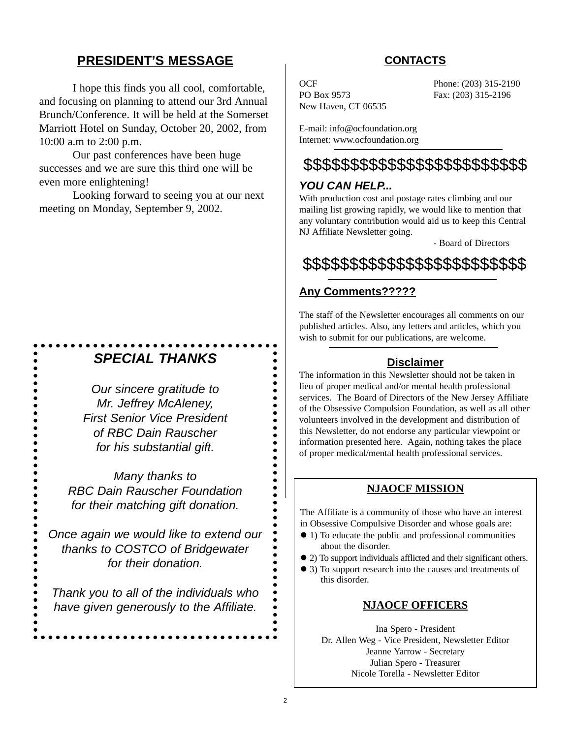## PRESIDENT'S MESSAGE

I hope this finds you all cool, comfortable, and focusing on planning to attend our 3rd Annual Brunch/Conference. It will be held at the Somerset Marriott Hotel on Sunday, October 20, 2002, from 10:00 a.m to 2:00 p.m.

Our past conferences have been huge successes and we are sure this third one will be even more enlightening!

Looking forward to seeing you at our next meeting on Monday, September 9, 2002.

## *SPECIAL THANKS*

*Our sincere gratitude to Mr. Jeffrey McAleney, First Senior Vice President of RBC Dain Rauscher for his substantial gift.*

*Many thanks to RBC Dain Rauscher Foundation for their matching gift donation.*

*Once again we would like to extend our thanks to COSTCO of Bridgewater for their donation.*

*Thank you to all of the individuals who have given generously to the Affiliate.*

## CONTACTS

OCF
PO Box 9573
New Haven, CT 06535

Phone: (203) 315-2190
Fax: (203) 315-2196

E-mail: info@ocfoundation.org
Internet: www.ocfoundation.org

$$$$$$$$$$$$$$$$$$$$$$$$

### *YOU CAN HELP...*

With production cost and postage rates climbing and our mailing list growing rapidly, we would like to mention that any voluntary contribution would aid us to keep this Central NJ Affiliate Newsletter going.

- Board of Directors

$$$$$$$$$$$$$$$$$$$$$$$$

### Any Comments?????

The staff of the Newsletter encourages all comments on our published articles. Also, any letters and articles, which you wish to submit for our publications, are welcome.

### Disclaimer

The information in this Newsletter should not be taken in lieu of proper medical and/or mental health professional services. The Board of Directors of the New Jersey Affiliate of the Obsessive Compulsion Foundation, as well as all other volunteers involved in the development and distribution of this Newsletter, do not endorse any particular viewpoint or information presented here. Again, nothing takes the place of proper medical/mental health professional services.

### NJAOCF MISSION

The Affiliate is a community of those who have an interest in Obsessive Compulsive Disorder and whose goals are:

- 1) To educate the public and professional communities about the disorder.
- 2) To support individuals afflicted and their significant others.
- 3) To support research into the causes and treatments of this disorder.

### NJAOCF OFFICERS

Ina Spero - President
Dr. Allen Weg - Vice President, Newsletter Editor
Jeanne Yarrow - Secretary
Julian Spero - Treasurer
Nicole Torella - Newsletter Editor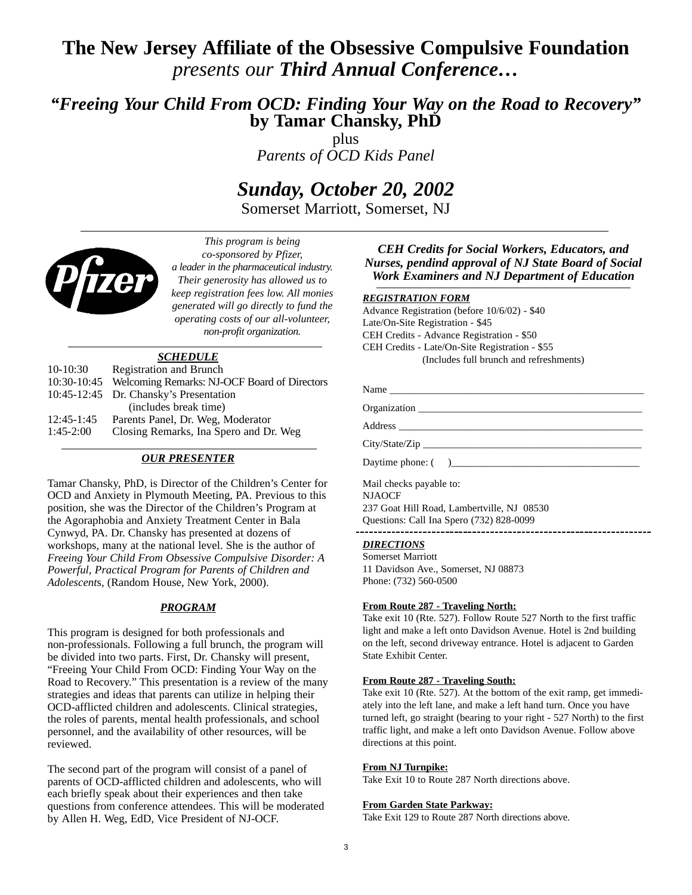# The New Jersey Affiliate of the Obsessive Compulsive Foundation

*presents our* ***Third Annual Conference…***

## *"Freeing Your Child From OCD: Finding Your Way on the Road to Recovery"*
## by Tamar Chansky, PhD

plus

*Parents of OCD Kids Panel*

## *Sunday, October 20, 2002*

Somerset Marriott, Somerset, NJ

---

Pfizer

*This program is being co-sponsored by Pfizer, a leader in the pharmaceutical industry. Their generosity has allowed us to keep registration fees low. All monies generated will go directly to fund the operating costs of our all-volunteer, non-profit organization.*

### ***SCHEDULE***

| | |
|---|---|
| 10-10:30 | Registration and Brunch |
| 10:30-10:45 | Welcoming Remarks: NJ-OCF Board of Directors |
| 10:45-12:45 | Dr. Chansky's Presentation (includes break time) |
| 12:45-1:45 | Parents Panel, Dr. Weg, Moderator |
| 1:45-2:00 | Closing Remarks, Ina Spero and Dr. Weg |

### ***OUR PRESENTER***

Tamar Chansky, PhD, is Director of the Children's Center for OCD and Anxiety in Plymouth Meeting, PA. Previous to this position, she was the Director of the Children's Program at the Agoraphobia and Anxiety Treatment Center in Bala Cynwyd, PA. Dr. Chansky has presented at dozens of workshops, many at the national level. She is the author of *Freeing Your Child From Obsessive Compulsive Disorder: A Powerful, Practical Program for Parents of Children and Adolescents*, (Random House, New York, 2000).

### ***PROGRAM***

This program is designed for both professionals and non-professionals. Following a full brunch, the program will be divided into two parts. First, Dr. Chansky will present, "Freeing Your Child From OCD: Finding Your Way on the Road to Recovery." This presentation is a review of the many strategies and ideas that parents can utilize in helping their OCD-afflicted children and adolescents. Clinical strategies, the roles of parents, mental health professionals, and school personnel, and the availability of other resources, will be reviewed.

The second part of the program will consist of a panel of parents of OCD-afflicted children and adolescents, who will each briefly speak about their experiences and then take questions from conference attendees. This will be moderated by Allen H. Weg, EdD, Vice President of NJ-OCF.

***CEH Credits for Social Workers, Educators, and Nurses, pendind approval of NJ State Board of Social Work Examiners and NJ Department of Education***

### ***REGISTRATION FORM***

Advance Registration (before 10/6/02) - $40
Late/On-Site Registration - $45
CEH Credits - Advance Registration - $50
CEH Credits - Late/On-Site Registration - $55
(Includes full brunch and refreshments)

Name ____________________________________________

Organization ______________________________________

Address __________________________________________

City/State/Zip _____________________________________

Daytime phone: (     )______________________________

Mail checks payable to:
NJAOCF
237 Goat Hill Road, Lambertville, NJ 08530
Questions: Call Ina Spero (732) 828-0099

---

### ***DIRECTIONS***

Somerset Marriott
11 Davidson Ave., Somerset, NJ 08873
Phone: (732) 560-0500

**From Route 287 - Traveling North:**
Take exit 10 (Rte. 527). Follow Route 527 North to the first traffic light and make a left onto Davidson Avenue. Hotel is 2nd building on the left, second driveway entrance. Hotel is adjacent to Garden State Exhibit Center.

**From Route 287 - Traveling South:**
Take exit 10 (Rte. 527). At the bottom of the exit ramp, get immediately into the left lane, and make a left hand turn. Once you have turned left, go straight (bearing to your right - 527 North) to the first traffic light, and make a left onto Davidson Avenue. Follow above directions at this point.

**From NJ Turnpike:**
Take Exit 10 to Route 287 North directions above.

**From Garden State Parkway:**
Take Exit 129 to Route 287 North directions above.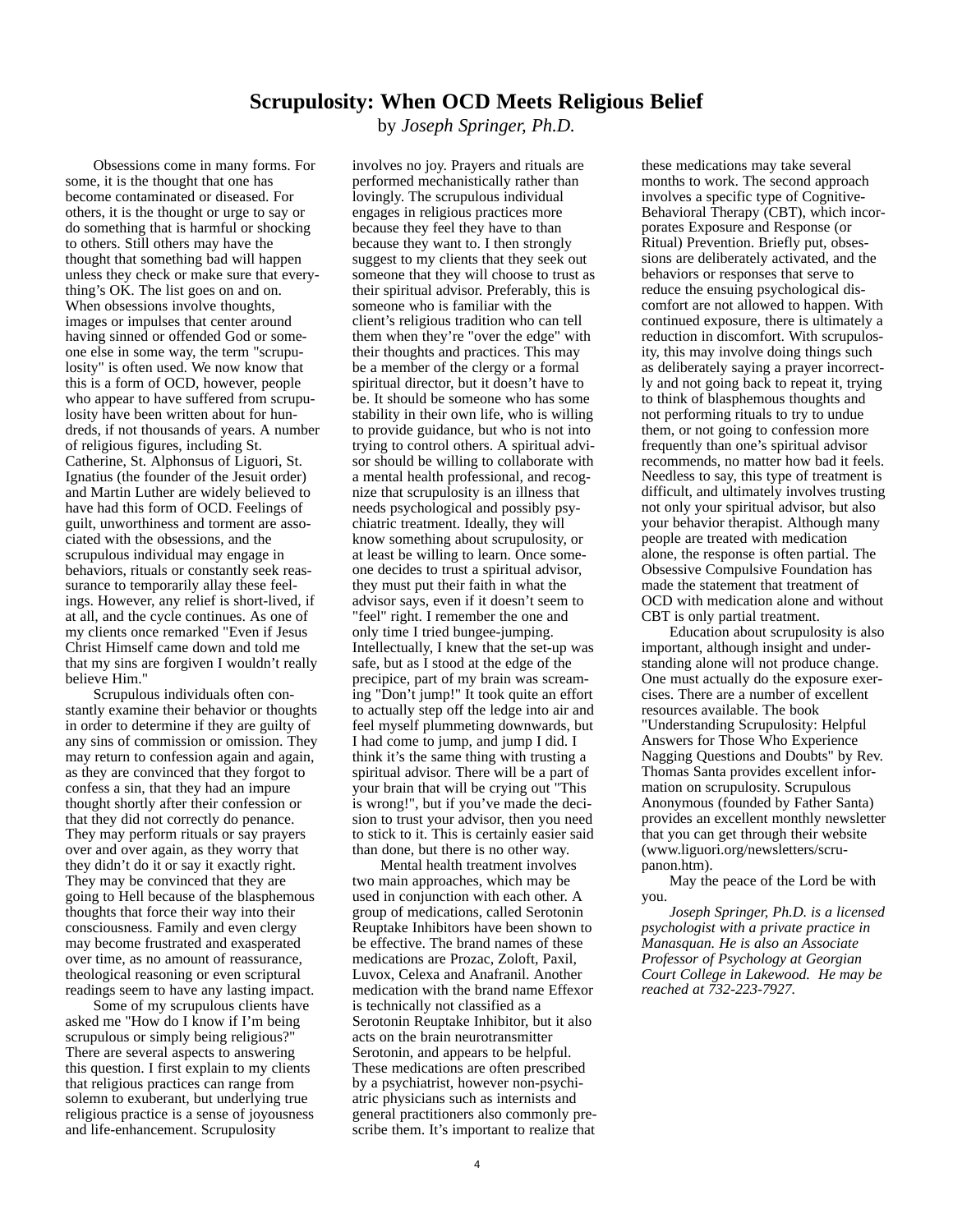# Scrupulosity: When OCD Meets Religious Belief

by *Joseph Springer, Ph.D.*

Obsessions come in many forms. For some, it is the thought that one has become contaminated or diseased. For others, it is the thought or urge to say or do something that is harmful or shocking to others. Still others may have the thought that something bad will happen unless they check or make sure that everything's OK. The list goes on and on. When obsessions involve thoughts, images or impulses that center around having sinned or offended God or someone else in some way, the term "scrupulosity" is often used. We now know that this is a form of OCD, however, people who appear to have suffered from scrupulosity have been written about for hundreds, if not thousands of years. A number of religious figures, including St. Catherine, St. Alphonsus of Liguori, St. Ignatius (the founder of the Jesuit order) and Martin Luther are widely believed to have had this form of OCD. Feelings of guilt, unworthiness and torment are associated with the obsessions, and the scrupulous individual may engage in behaviors, rituals or constantly seek reassurance to temporarily allay these feelings. However, any relief is short-lived, if at all, and the cycle continues. As one of my clients once remarked "Even if Jesus Christ Himself came down and told me that my sins are forgiven I wouldn't really believe Him."

Scrupulous individuals often constantly examine their behavior or thoughts in order to determine if they are guilty of any sins of commission or omission. They may return to confession again and again, as they are convinced that they forgot to confess a sin, that they had an impure thought shortly after their confession or that they did not correctly do penance. They may perform rituals or say prayers over and over again, as they worry that they didn't do it or say it exactly right. They may be convinced that they are going to Hell because of the blasphemous thoughts that force their way into their consciousness. Family and even clergy may become frustrated and exasperated over time, as no amount of reassurance, theological reasoning or even scriptural readings seem to have any lasting impact.

Some of my scrupulous clients have asked me "How do I know if I'm being scrupulous or simply being religious?" There are several aspects to answering this question. I first explain to my clients that religious practices can range from solemn to exuberant, but underlying true religious practice is a sense of joyousness and life-enhancement. Scrupulosity involves no joy. Prayers and rituals are performed mechanistically rather than lovingly. The scrupulous individual engages in religious practices more because they feel they have to than because they want to. I then strongly suggest to my clients that they seek out someone that they will choose to trust as their spiritual advisor. Preferably, this is someone who is familiar with the client's religious tradition who can tell them when they're "over the edge" with their thoughts and practices. This may be a member of the clergy or a formal spiritual director, but it doesn't have to be. It should be someone who has some stability in their own life, who is willing to provide guidance, but who is not into trying to control others. A spiritual advisor should be willing to collaborate with a mental health professional, and recognize that scrupulosity is an illness that needs psychological and possibly psychiatric treatment. Ideally, they will know something about scrupulosity, or at least be willing to learn. Once someone decides to trust a spiritual advisor, they must put their faith in what the advisor says, even if it doesn't seem to "feel" right. I remember the one and only time I tried bungee-jumping. Intellectually, I knew that the set-up was safe, but as I stood at the edge of the precipice, part of my brain was screaming "Don't jump!" It took quite an effort to actually step off the ledge into air and feel myself plummeting downwards, but I had come to jump, and jump I did. I think it's the same thing with trusting a spiritual advisor. There will be a part of your brain that will be crying out "This is wrong!", but if you've made the decision to trust your advisor, then you need to stick to it. This is certainly easier said than done, but there is no other way.

Mental health treatment involves two main approaches, which may be used in conjunction with each other. A group of medications, called Serotonin Reuptake Inhibitors have been shown to be effective. The brand names of these medications are Prozac, Zoloft, Paxil, Luvox, Celexa and Anafranil. Another medication with the brand name Effexor is technically not classified as a Serotonin Reuptake Inhibitor, but it also acts on the brain neurotransmitter Serotonin, and appears to be helpful. These medications are often prescribed by a psychiatrist, however non-psychiatric physicians such as internists and general practitioners also commonly prescribe them. It's important to realize that these medications may take several months to work. The second approach involves a specific type of Cognitive-Behavioral Therapy (CBT), which incorporates Exposure and Response (or Ritual) Prevention. Briefly put, obsessions are deliberately activated, and the behaviors or responses that serve to reduce the ensuing psychological discomfort are not allowed to happen. With continued exposure, there is ultimately a reduction in discomfort. With scrupulosity, this may involve doing things such as deliberately saying a prayer incorrectly and not going back to repeat it, trying to think of blasphemous thoughts and not performing rituals to try to undue them, or not going to confession more frequently than one's spiritual advisor recommends, no matter how bad it feels. Needless to say, this type of treatment is difficult, and ultimately involves trusting not only your spiritual advisor, but also your behavior therapist. Although many people are treated with medication alone, the response is often partial. The Obsessive Compulsive Foundation has made the statement that treatment of OCD with medication alone and without CBT is only partial treatment.

Education about scrupulosity is also important, although insight and understanding alone will not produce change. One must actually do the exposure exercises. There are a number of excellent resources available. The book "Understanding Scrupulosity: Helpful Answers for Those Who Experience Nagging Questions and Doubts" by Rev. Thomas Santa provides excellent information on scrupulosity. Scrupulous Anonymous (founded by Father Santa) provides an excellent monthly newsletter that you can get through their website (www.liguori.org/newsletters/scrupanon.htm).

May the peace of the Lord be with you.

*Joseph Springer, Ph.D. is a licensed psychologist with a private practice in Manasquan. He is also an Associate Professor of Psychology at Georgian Court College in Lakewood. He may be reached at 732-223-7927.*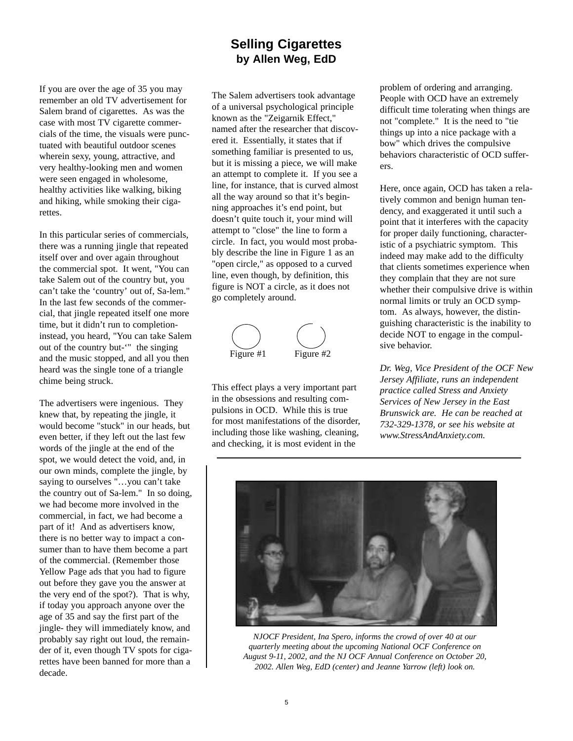# Selling Cigarettes

## by Allen Weg, EdD

If you are over the age of 35 you may remember an old TV advertisement for Salem brand of cigarettes. As was the case with most TV cigarette commercials of the time, the visuals were punctuated with beautiful outdoor scenes wherein sexy, young, attractive, and very healthy-looking men and women were seen engaged in wholesome, healthy activities like walking, biking and hiking, while smoking their cigarettes.

In this particular series of commercials, there was a running jingle that repeated itself over and over again throughout the commercial spot. It went, "You can take Salem out of the country but, you can't take the 'country' out of, Sa-lem." In the last few seconds of the commercial, that jingle repeated itself one more time, but it didn't run to completion- instead, you heard, "You can take Salem out of the country but-'" the singing and the music stopped, and all you then heard was the single tone of a triangle chime being struck.

The advertisers were ingenious. They knew that, by repeating the jingle, it would become "stuck" in our heads, but even better, if they left out the last few words of the jingle at the end of the spot, we would detect the void, and, in our own minds, complete the jingle, by saying to ourselves "…you can't take the country out of Sa-lem." In so doing, we had become more involved in the commercial, in fact, we had become a part of it! And as advertisers know, there is no better way to impact a consumer than to have them become a part of the commercial. (Remember those Yellow Page ads that you had to figure out before they gave you the answer at the very end of the spot?). That is why, if today you approach anyone over the age of 35 and say the first part of the jingle- they will immediately know, and probably say right out loud, the remainder of it, even though TV spots for cigarettes have been banned for more than a decade.

The Salem advertisers took advantage of a universal psychological principle known as the "Zeigarnik Effect," named after the researcher that discovered it. Essentially, it states that if something familiar is presented to us, but it is missing a piece, we will make an attempt to complete it. If you see a line, for instance, that is curved almost all the way around so that it's beginning approaches it's end point, but doesn't quite touch it, your mind will attempt to "close" the line to form a circle. In fact, you would most probably describe the line in Figure 1 as an "open circle," as opposed to a curved line, even though, by definition, this figure is NOT a circle, as it does not go completely around.

Figure #1 Figure #2

This effect plays a very important part in the obsessions and resulting compulsions in OCD. While this is true for most manifestations of the disorder, including those like washing, cleaning, and checking, it is most evident in the problem of ordering and arranging. People with OCD have an extremely difficult time tolerating when things are not "complete." It is the need to "tie things up into a nice package with a bow" which drives the compulsive behaviors characteristic of OCD sufferers.

Here, once again, OCD has taken a relatively common and benign human tendency, and exaggerated it until such a point that it interferes with the capacity for proper daily functioning, characteristic of a psychiatric symptom. This indeed may make add to the difficulty that clients sometimes experience when they complain that they are not sure whether their compulsive drive is within normal limits or truly an OCD symptom. As always, however, the distinguishing characteristic is the inability to decide NOT to engage in the compulsive behavior.

*Dr. Weg, Vice President of the OCF New Jersey Affiliate, runs an independent practice called Stress and Anxiety Services of New Jersey in the East Brunswick are. He can be reached at 732-329-1378, or see his website at www.StressAndAnxiety.com.*

*NJOCF President, Ina Spero, informs the crowd of over 40 at our quarterly meeting about the upcoming National OCF Conference on August 9-11, 2002, and the NJ OCF Annual Conference on October 20, 2002. Allen Weg, EdD (center) and Jeanne Yarrow (left) look on.*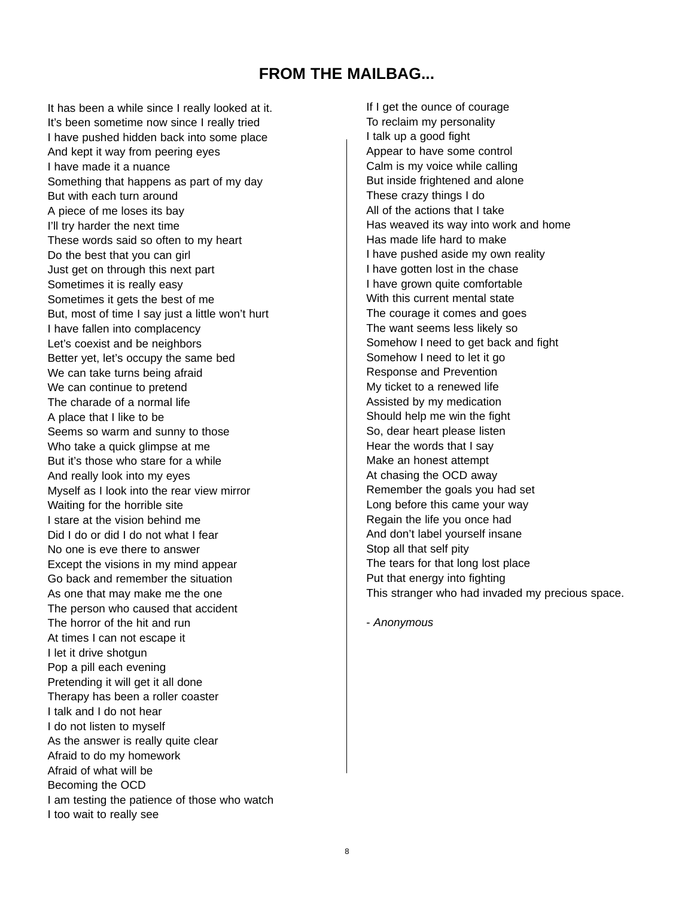## FROM THE MAILBAG...

It has been a while since I really looked at it.
It's been sometime now since I really tried
I have pushed hidden back into some place
And kept it way from peering eyes
I have made it a nuance
Something that happens as part of my day
But with each turn around
A piece of me loses its bay
I'll try harder the next time
These words said so often to my heart
Do the best that you can girl
Just get on through this next part
Sometimes it is really easy
Sometimes it gets the best of me
But, most of time I say just a little won't hurt
I have fallen into complacency
Let's coexist and be neighbors
Better yet, let's occupy the same bed
We can take turns being afraid
We can continue to pretend
The charade of a normal life
A place that I like to be
Seems so warm and sunny to those
Who take a quick glimpse at me
But it's those who stare for a while
And really look into my eyes
Myself as I look into the rear view mirror
Waiting for the horrible site
I stare at the vision behind me
Did I do or did I do not what I fear
No one is eve there to answer
Except the visions in my mind appear
Go back and remember the situation
As one that may make me the one
The person who caused that accident
The horror of the hit and run
At times I can not escape it
I let it drive shotgun
Pop a pill each evening
Pretending it will get it all done
Therapy has been a roller coaster
I talk and I do not hear
I do not listen to myself
As the answer is really quite clear
Afraid to do my homework
Afraid of what will be
Becoming the OCD
I am testing the patience of those who watch
I too wait to really see
If I get the ounce of courage
To reclaim my personality
I talk up a good fight
Appear to have some control
Calm is my voice while calling
But inside frightened and alone
These crazy things I do
All of the actions that I take
Has weaved its way into work and home
Has made life hard to make
I have pushed aside my own reality
I have gotten lost in the chase
I have grown quite comfortable
With this current mental state
The courage it comes and goes
The want seems less likely so
Somehow I need to get back and fight
Somehow I need to let it go
Response and Prevention
My ticket to a renewed life
Assisted by my medication
Should help me win the fight
So, dear heart please listen
Hear the words that I say
Make an honest attempt
At chasing the OCD away
Remember the goals you had set
Long before this came your way
Regain the life you once had
And don't label yourself insane
Stop all that self pity
The tears for that long lost place
Put that energy into fighting
This stranger who had invaded my precious space.

- *Anonymous*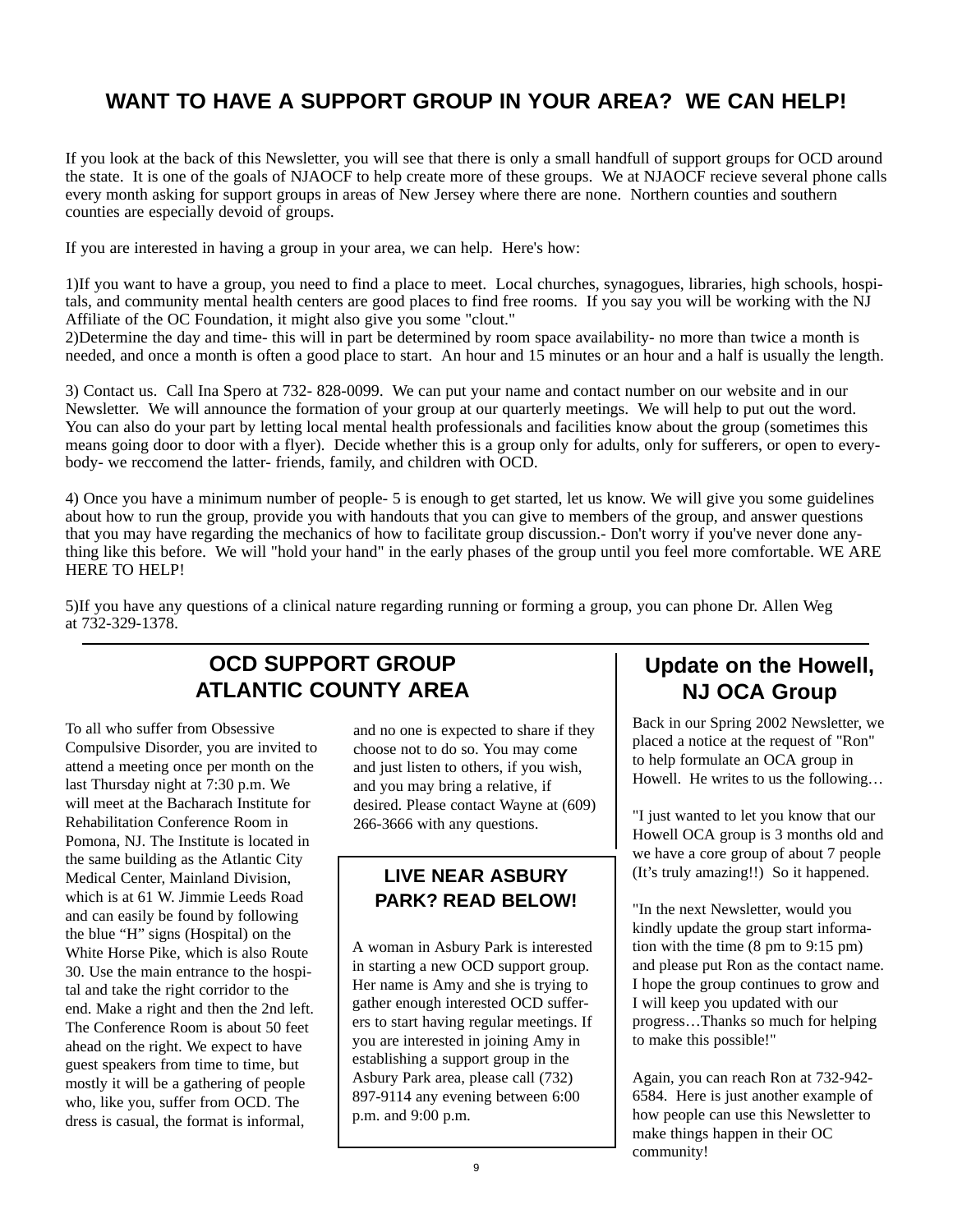## WANT TO HAVE A SUPPORT GROUP IN YOUR AREA? WE CAN HELP!

If you look at the back of this Newsletter, you will see that there is only a small handfull of support groups for OCD around the state. It is one of the goals of NJAOCF to help create more of these groups. We at NJAOCF recieve several phone calls every month asking for support groups in areas of New Jersey where there are none. Northern counties and southern counties are especially devoid of groups.

If you are interested in having a group in your area, we can help. Here's how:

1)If you want to have a group, you need to find a place to meet. Local churches, synagogues, libraries, high schools, hospitals, and community mental health centers are good places to find free rooms. If you say you will be working with the NJ Affiliate of the OC Foundation, it might also give you some "clout."
2)Determine the day and time- this will in part be determined by room space availability- no more than twice a month is needed, and once a month is often a good place to start. An hour and 15 minutes or an hour and a half is usually the length.

3) Contact us. Call Ina Spero at 732- 828-0099. We can put your name and contact number on our website and in our Newsletter. We will announce the formation of your group at our quarterly meetings. We will help to put out the word. You can also do your part by letting local mental health professionals and facilities know about the group (sometimes this means going door to door with a flyer). Decide whether this is a group only for adults, only for sufferers, or open to everybody- we reccomend the latter- friends, family, and children with OCD.

4) Once you have a minimum number of people- 5 is enough to get started, let us know. We will give you some guidelines about how to run the group, provide you with handouts that you can give to members of the group, and answer questions that you may have regarding the mechanics of how to facilitate group discussion.- Don't worry if you've never done anything like this before. We will "hold your hand" in the early phases of the group until you feel more comfortable. WE ARE HERE TO HELP!

5)If you have any questions of a clinical nature regarding running or forming a group, you can phone Dr. Allen Weg at 732-329-1378.

## OCD SUPPORT GROUP ATLANTIC COUNTY AREA

To all who suffer from Obsessive Compulsive Disorder, you are invited to attend a meeting once per month on the last Thursday night at 7:30 p.m. We will meet at the Bacharach Institute for Rehabilitation Conference Room in Pomona, NJ. The Institute is located in the same building as the Atlantic City Medical Center, Mainland Division, which is at 61 W. Jimmie Leeds Road and can easily be found by following the blue "H" signs (Hospital) on the White Horse Pike, which is also Route 30. Use the main entrance to the hospital and take the right corridor to the end. Make a right and then the 2nd left. The Conference Room is about 50 feet ahead on the right. We expect to have guest speakers from time to time, but mostly it will be a gathering of people who, like you, suffer from OCD. The dress is casual, the format is informal, and no one is expected to share if they choose not to do so. You may come and just listen to others, if you wish, and you may bring a relative, if desired. Please contact Wayne at (609) 266-3666 with any questions.

### LIVE NEAR ASBURY PARK? READ BELOW!

A woman in Asbury Park is interested in starting a new OCD support group. Her name is Amy and she is trying to gather enough interested OCD sufferers to start having regular meetings. If you are interested in joining Amy in establishing a support group in the Asbury Park area, please call (732) 897-9114 any evening between 6:00 p.m. and 9:00 p.m.

## Update on the Howell, NJ OCA Group

Back in our Spring 2002 Newsletter, we placed a notice at the request of "Ron" to help formulate an OCA group in Howell. He writes to us the following…

"I just wanted to let you know that our Howell OCA group is 3 months old and we have a core group of about 7 people (It's truly amazing!!) So it happened.

"In the next Newsletter, would you kindly update the group start information with the time (8 pm to 9:15 pm) and please put Ron as the contact name. I hope the group continues to grow and I will keep you updated with our progress…Thanks so much for helping to make this possible!"

Again, you can reach Ron at 732-942-6584. Here is just another example of how people can use this Newsletter to make things happen in their OC community!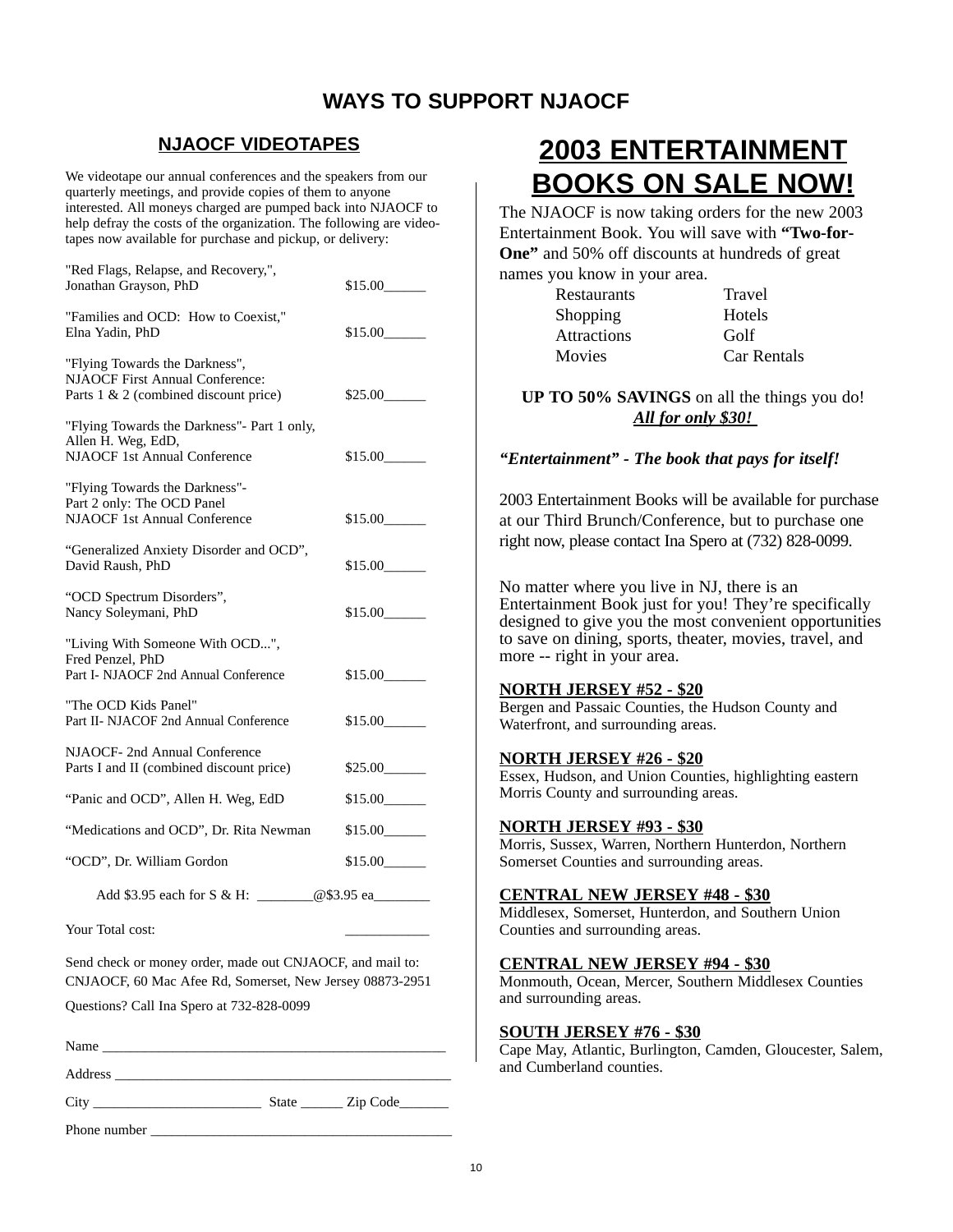# WAYS TO SUPPORT NJAOCF

## NJAOCF VIDEOTAPES

We videotape our annual conferences and the speakers from our quarterly meetings, and provide copies of them to anyone interested. All moneys charged are pumped back into NJAOCF to help defray the costs of the organization. The following are videotapes now available for purchase and pickup, or delivery:

| Title | Price |
|---|---|
| "Red Flags, Relapse, and Recovery,", Jonathan Grayson, PhD | $15.00______ |
| "Families and OCD: How to Coexist," Elna Yadin, PhD | $15.00______ |
| "Flying Towards the Darkness", NJAOCF First Annual Conference: Parts 1 & 2 (combined discount price) | $25.00______ |
| "Flying Towards the Darkness"- Part 1 only, Allen H. Weg, EdD, NJAOCF 1st Annual Conference | $15.00______ |
| "Flying Towards the Darkness"- Part 2 only: The OCD Panel NJAOCF 1st Annual Conference | $15.00______ |
| "Generalized Anxiety Disorder and OCD", David Raush, PhD | $15.00______ |
| "OCD Spectrum Disorders", Nancy Soleymani, PhD | $15.00______ |
| "Living With Someone With OCD...", Fred Penzel, PhD Part I- NJAOCF 2nd Annual Conference | $15.00______ |
| "The OCD Kids Panel" Part II- NJACOF 2nd Annual Conference | $15.00______ |
| NJAOCF- 2nd Annual Conference Parts I and II (combined discount price) | $25.00______ |
| "Panic and OCD", Allen H. Weg, EdD | $15.00______ |
| "Medications and OCD", Dr. Rita Newman | $15.00______ |
| "OCD", Dr. William Gordon | $15.00______ |

Add $3.95 each for S & H: ________@$3.95 ea________

Your Total cost: ____________

Send check or money order, made out CNJAOCF, and mail to: CNJAOCF, 60 Mac Afee Rd, Somerset, New Jersey 08873-2951

Questions? Call Ina Spero at 732-828-0099

Name _______________________________________________

Address _____________________________________________

City ________________________ State ______ Zip Code_______

Phone number _________________________________________

## 2003 ENTERTAINMENT BOOKS ON SALE NOW!

The NJAOCF is now taking orders for the new 2003 Entertainment Book. You will save with **"Two-for-One"** and 50% off discounts at hundreds of great names you know in your area.

| | |
|---|---|
| Restaurants | Travel |
| Shopping | Hotels |
| Attractions | Golf |
| Movies | Car Rentals |

**UP TO 50% SAVINGS** on all the things you do! ***All for only $30!***

***"Entertainment" - The book that pays for itself!***

2003 Entertainment Books will be available for purchase at our Third Brunch/Conference, but to purchase one right now, please contact Ina Spero at (732) 828-0099.

No matter where you live in NJ, there is an Entertainment Book just for you! They're specifically designed to give you the most convenient opportunities to save on dining, sports, theater, movies, travel, and more -- right in your area.

**NORTH JERSEY #52 - $20**
Bergen and Passaic Counties, the Hudson County and Waterfront, and surrounding areas.

**NORTH JERSEY #26 - $20**
Essex, Hudson, and Union Counties, highlighting eastern Morris County and surrounding areas.

**NORTH JERSEY #93 - $30**
Morris, Sussex, Warren, Northern Hunterdon, Northern Somerset Counties and surrounding areas.

**CENTRAL NEW JERSEY #48 - $30**
Middlesex, Somerset, Hunterdon, and Southern Union Counties and surrounding areas.

**CENTRAL NEW JERSEY #94 - $30**
Monmouth, Ocean, Mercer, Southern Middlesex Counties and surrounding areas.

**SOUTH JERSEY #76 - $30**
Cape May, Atlantic, Burlington, Camden, Gloucester, Salem, and Cumberland counties.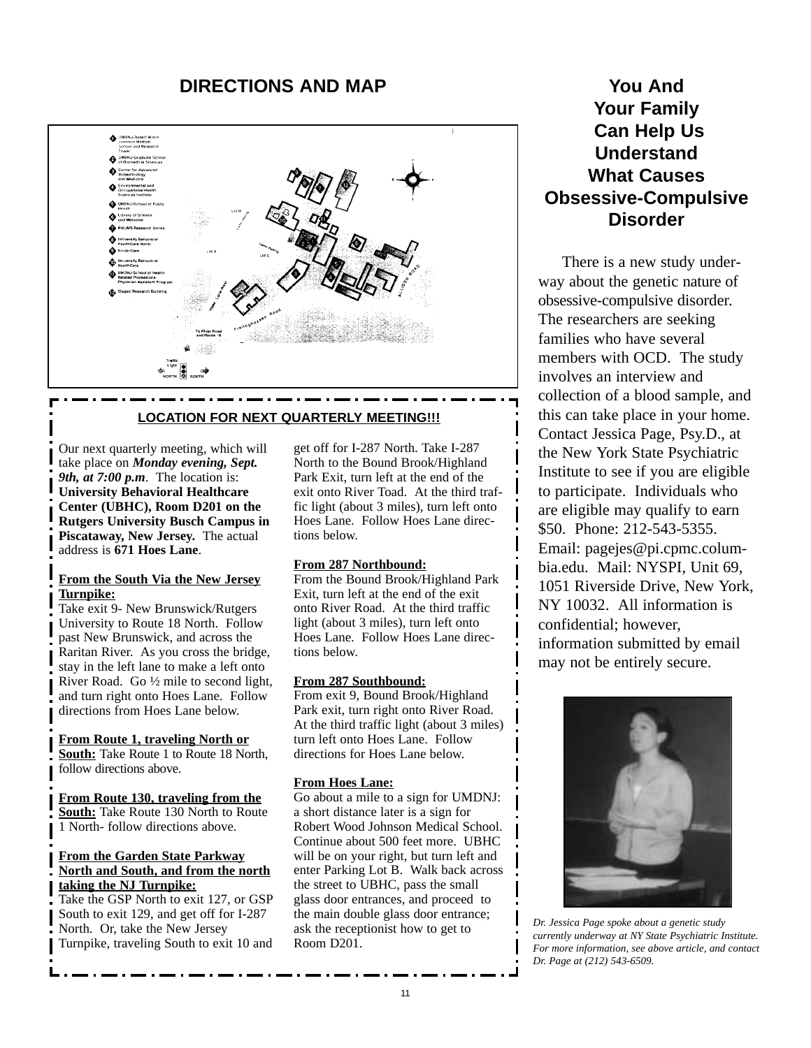## DIRECTIONS AND MAP

### LOCATION FOR NEXT QUARTERLY MEETING!!!

Our next quarterly meeting, which will take place on ***Monday evening, Sept. 9th, at 7:00 p.m***. The location is: **University Behavioral Healthcare Center (UBHC), Room D201 on the Rutgers University Busch Campus in Piscataway, New Jersey.** The actual address is **671 Hoes Lane**.

**From the South Via the New Jersey Turnpike:**
Take exit 9- New Brunswick/Rutgers University to Route 18 North. Follow past New Brunswick, and across the Raritan River. As you cross the bridge, stay in the left lane to make a left onto River Road. Go ½ mile to second light, and turn right onto Hoes Lane. Follow directions from Hoes Lane below.

**From Route 1, traveling North or South:** Take Route 1 to Route 18 North, follow directions above.

**From Route 130, traveling from the South:** Take Route 130 North to Route 1 North- follow directions above.

**From the Garden State Parkway North and South, and from the north taking the NJ Turnpike:**
Take the GSP North to exit 127, or GSP South to exit 129, and get off for I-287 North. Or, take the New Jersey Turnpike, traveling South to exit 10 and get off for I-287 North. Take I-287 North to the Bound Brook/Highland Park Exit, turn left at the end of the exit onto River Toad. At the third traffic light (about 3 miles), turn left onto Hoes Lane. Follow Hoes Lane directions below.

**From 287 Northbound:**
From the Bound Brook/Highland Park Exit, turn left at the end of the exit onto River Road. At the third traffic light (about 3 miles), turn left onto Hoes Lane. Follow Hoes Lane directions below.

**From 287 Southbound:**
From exit 9, Bound Brook/Highland Park exit, turn right onto River Road. At the third traffic light (about 3 miles) turn left onto Hoes Lane. Follow directions for Hoes Lane below.

**From Hoes Lane:**
Go about a mile to a sign for UMDNJ: a short distance later is a sign for Robert Wood Johnson Medical School. Continue about 500 feet more. UBHC will be on your right, but turn left and enter Parking Lot B. Walk back across the street to UBHC, pass the small glass door entrances, and proceed to the main double glass door entrance; ask the receptionist how to get to Room D201.

## You And Your Family Can Help Us Understand What Causes Obsessive-Compulsive Disorder

There is a new study underway about the genetic nature of obsessive-compulsive disorder. The researchers are seeking families who have several members with OCD. The study involves an interview and collection of a blood sample, and this can take place in your home. Contact Jessica Page, Psy.D., at the New York State Psychiatric Institute to see if you are eligible to participate. Individuals who are eligible may qualify to earn $50. Phone: 212-543-5355. Email: pagejes@pi.cpmc.columbia.edu. Mail: NYSPI, Unit 69, 1051 Riverside Drive, New York, NY 10032. All information is confidential; however, information submitted by email may not be entirely secure.

*Dr. Jessica Page spoke about a genetic study currently underway at NY State Psychiatric Institute. For more information, see above article, and contact Dr. Page at (212) 543-6509.*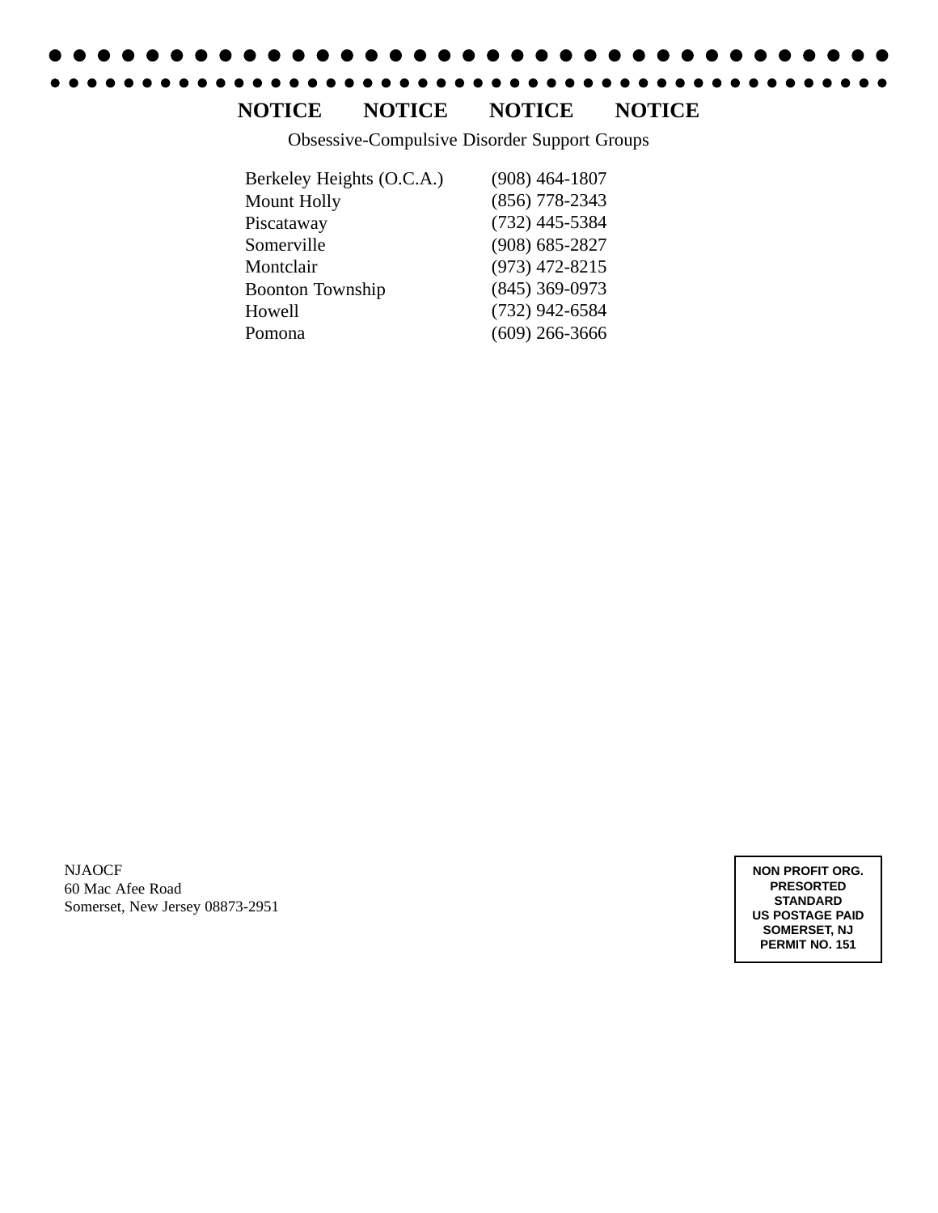**NOTICE NOTICE NOTICE NOTICE**

Obsessive-Compulsive Disorder Support Groups

| | |
|---|---|
| Berkeley Heights (O.C.A.) | (908) 464-1807 |
| Mount Holly | (856) 778-2343 |
| Piscataway | (732) 445-5384 |
| Somerville | (908) 685-2827 |
| Montclair | (973) 472-8215 |
| Boonton Township | (845) 369-0973 |
| Howell | (732) 942-6584 |
| Pomona | (609) 266-3666 |

NJAOCF
60 Mac Afee Road
Somerset, New Jersey 08873-2951

**NON PROFIT ORG.**
**PRESORTED**
**STANDARD**
**US POSTAGE PAID**
**SOMERSET, NJ**
**PERMIT NO. 151**